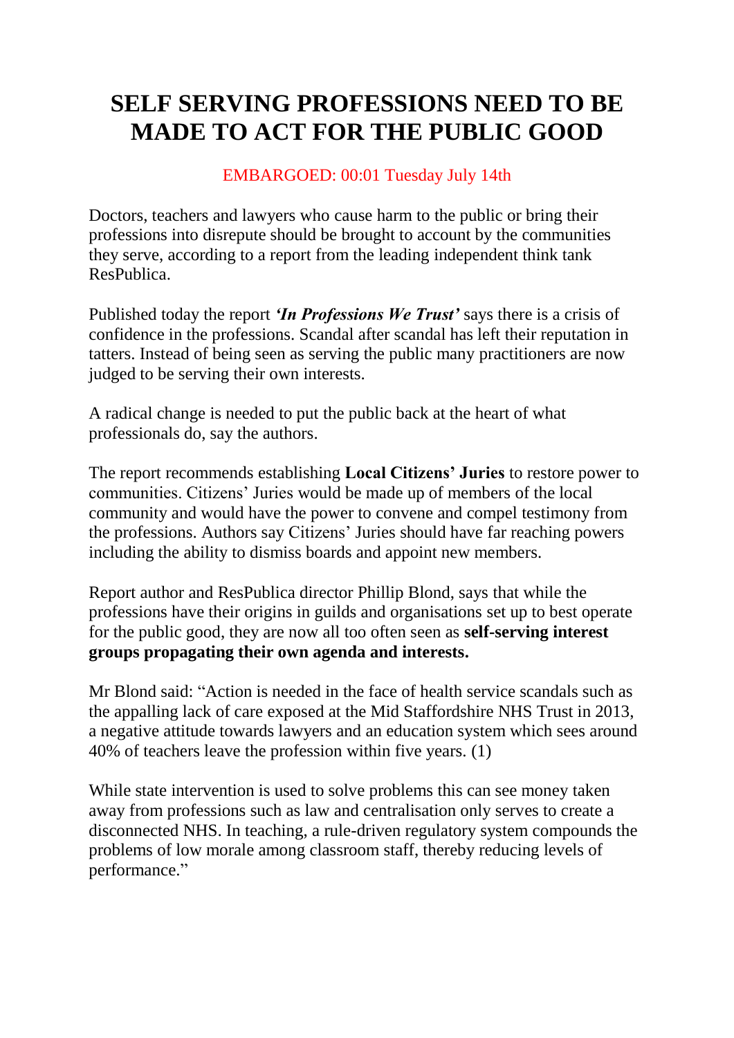# SELF SERVING PROFESSIONS NEED TO BE MADE TO ACT FOR THE PUBLIC GOOD

EMBARGOED: 00:01 Tuesday July 14th

Doctors, teachers and lawyers who cause harm to the public or bring their professions into disrepute should be brought to account by the communities they serve, according to a report from the leading independent think tank ResPublica.

Published today the report ***'In Professions We Trust'*** says there is a crisis of confidence in the professions. Scandal after scandal has left their reputation in tatters. Instead of being seen as serving the public many practitioners are now judged to be serving their own interests.

A radical change is needed to put the public back at the heart of what professionals do, say the authors.

The report recommends establishing **Local Citizens' Juries** to restore power to communities. Citizens' Juries would be made up of members of the local community and would have the power to convene and compel testimony from the professions. Authors say Citizens' Juries should have far reaching powers including the ability to dismiss boards and appoint new members.

Report author and ResPublica director Phillip Blond, says that while the professions have their origins in guilds and organisations set up to best operate for the public good, they are now all too often seen as **self-serving interest groups propagating their own agenda and interests.**

Mr Blond said: "Action is needed in the face of health service scandals such as the appalling lack of care exposed at the Mid Staffordshire NHS Trust in 2013, a negative attitude towards lawyers and an education system which sees around 40% of teachers leave the profession within five years. (1)

While state intervention is used to solve problems this can see money taken away from professions such as law and centralisation only serves to create a disconnected NHS. In teaching, a rule-driven regulatory system compounds the problems of low morale among classroom staff, thereby reducing levels of performance."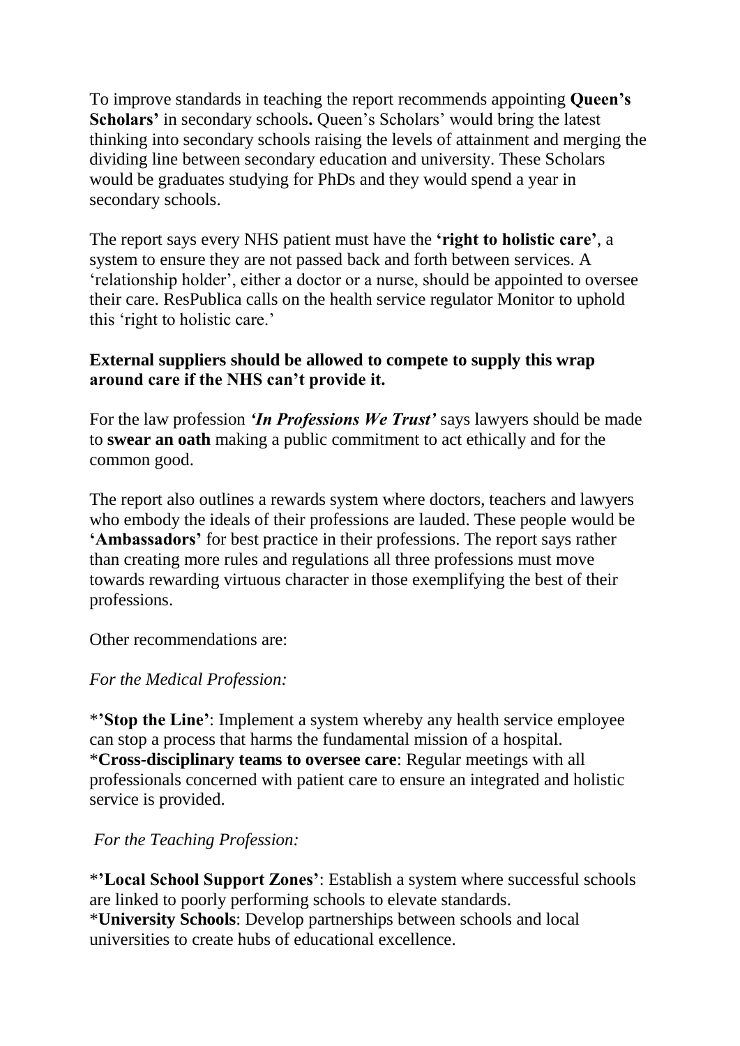To improve standards in teaching the report recommends appointing **Queen's Scholars'** in secondary schools**.** Queen's Scholars' would bring the latest thinking into secondary schools raising the levels of attainment and merging the dividing line between secondary education and university. These Scholars would be graduates studying for PhDs and they would spend a year in secondary schools.

The report says every NHS patient must have the **'right to holistic care'**, a system to ensure they are not passed back and forth between services. A 'relationship holder', either a doctor or a nurse, should be appointed to oversee their care. ResPublica calls on the health service regulator Monitor to uphold this 'right to holistic care.'

**External suppliers should be allowed to compete to supply this wrap around care if the NHS can't provide it.**

For the law profession ***'In Professions We Trust'*** says lawyers should be made to **swear an oath** making a public commitment to act ethically and for the common good.

The report also outlines a rewards system where doctors, teachers and lawyers who embody the ideals of their professions are lauded. These people would be **'Ambassadors'** for best practice in their professions. The report says rather than creating more rules and regulations all three professions must move towards rewarding virtuous character in those exemplifying the best of their professions.

Other recommendations are:

*For the Medical Profession:*

*__'Stop the Line'__: Implement a system whereby any health service employee can stop a process that harms the fundamental mission of a hospital.
*__Cross-disciplinary teams to oversee care__: Regular meetings with all professionals concerned with patient care to ensure an integrated and holistic service is provided.

*For the Teaching Profession:*

*__'Local School Support Zones'__: Establish a system where successful schools are linked to poorly performing schools to elevate standards.
*__University Schools__: Develop partnerships between schools and local universities to create hubs of educational excellence.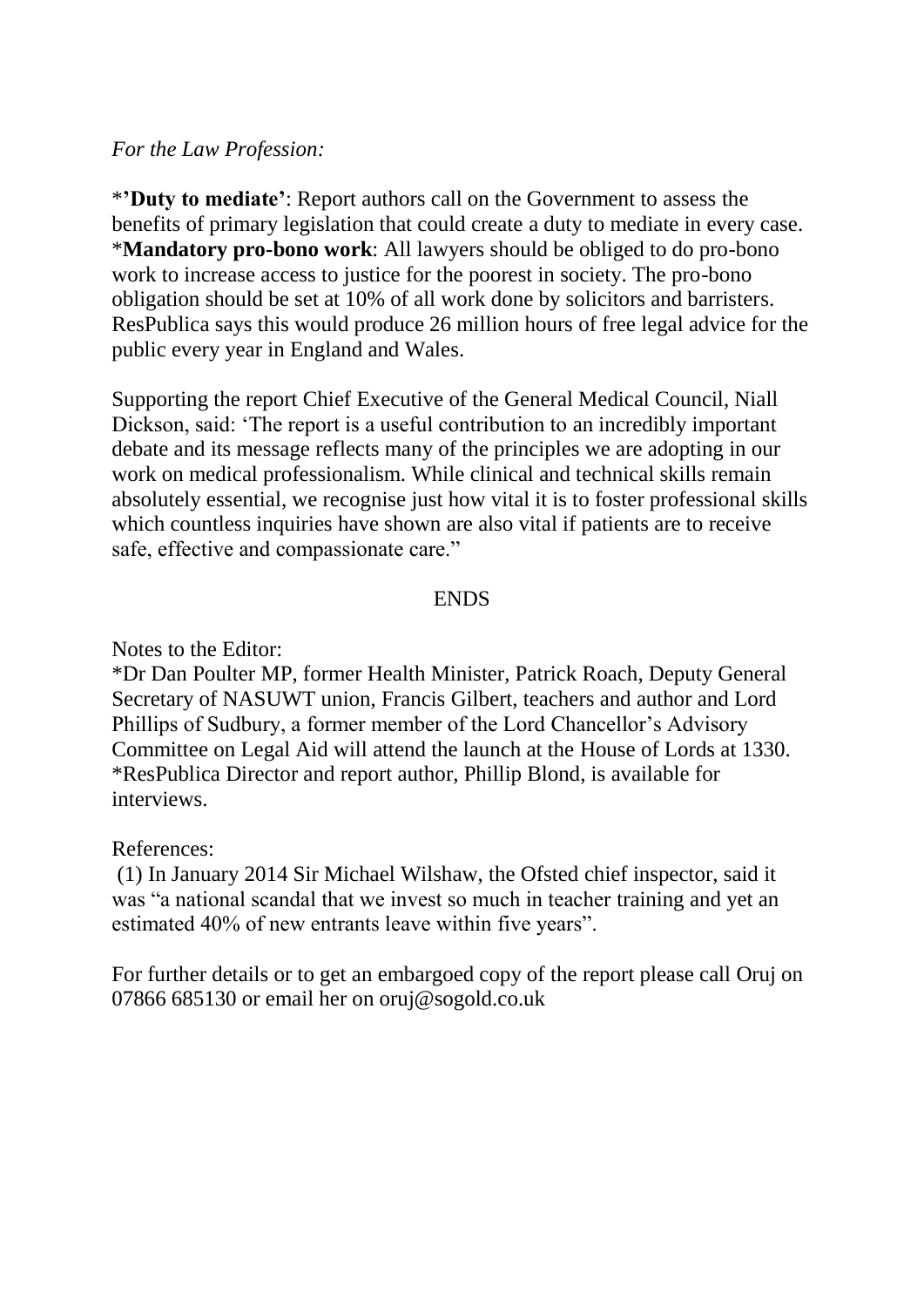*For the Law Profession:*

*'**Duty to mediate'**: Report authors call on the Government to assess the benefits of primary legislation that could create a duty to mediate in every case.
***Mandatory pro-bono work**: All lawyers should be obliged to do pro-bono work to increase access to justice for the poorest in society. The pro-bono obligation should be set at 10% of all work done by solicitors and barristers. ResPublica says this would produce 26 million hours of free legal advice for the public every year in England and Wales.

Supporting the report Chief Executive of the General Medical Council, Niall Dickson, said: 'The report is a useful contribution to an incredibly important debate and its message reflects many of the principles we are adopting in our work on medical professionalism. While clinical and technical skills remain absolutely essential, we recognise just how vital it is to foster professional skills which countless inquiries have shown are also vital if patients are to receive safe, effective and compassionate care."

ENDS

Notes to the Editor:
*Dr Dan Poulter MP, former Health Minister, Patrick Roach, Deputy General Secretary of NASUWT union, Francis Gilbert, teachers and author and Lord Phillips of Sudbury, a former member of the Lord Chancellor's Advisory Committee on Legal Aid will attend the launch at the House of Lords at 1330.
*ResPublica Director and report author, Phillip Blond, is available for interviews.

References:
(1) In January 2014 Sir Michael Wilshaw, the Ofsted chief inspector, said it was "a national scandal that we invest so much in teacher training and yet an estimated 40% of new entrants leave within five years".

For further details or to get an embargoed copy of the report please call Oruj on 07866 685130 or email her on oruj@sogold.co.uk